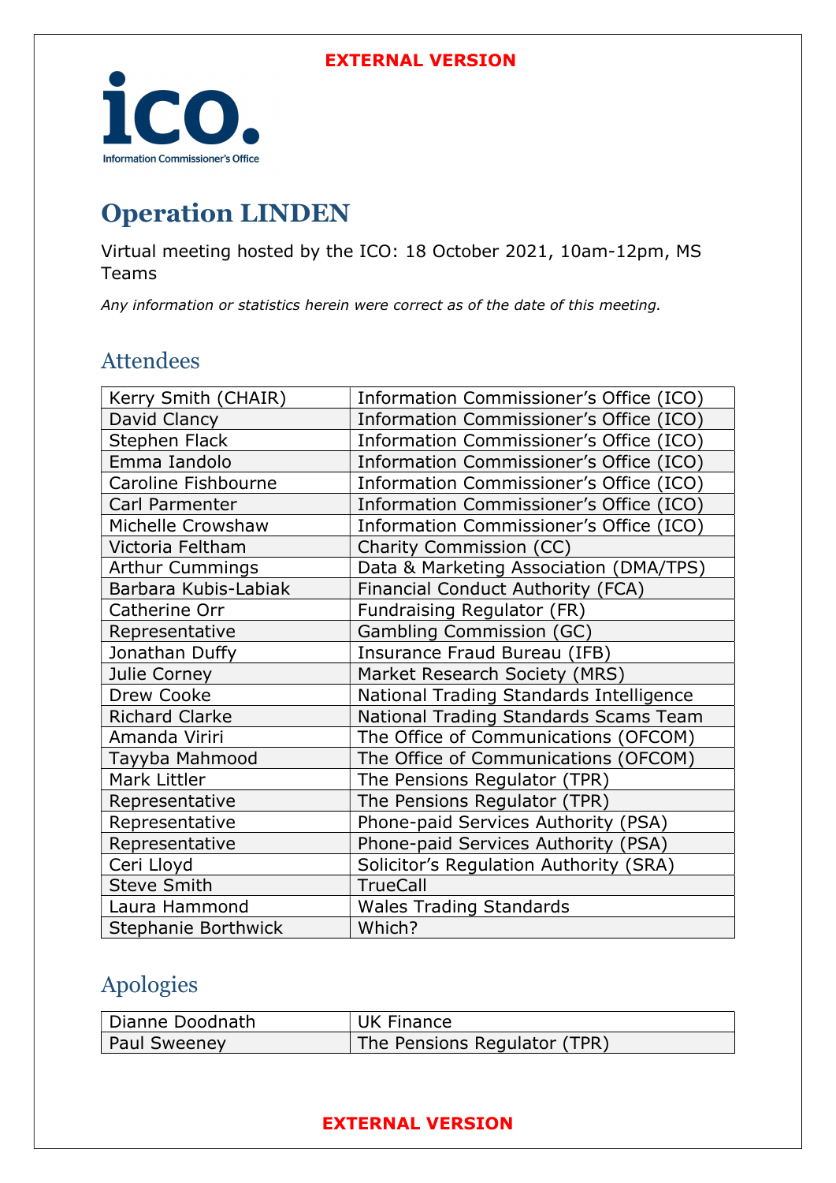**EXTERNAL VERSION**

# Operation LINDEN

Virtual meeting hosted by the ICO: 18 October 2021, 10am-12pm, MS Teams

*Any information or statistics herein were correct as of the date of this meeting.*

## Attendees

| | |
|---|---|
| Kerry Smith (CHAIR) | Information Commissioner's Office (ICO) |
| David Clancy | Information Commissioner's Office (ICO) |
| Stephen Flack | Information Commissioner's Office (ICO) |
| Emma Iandolo | Information Commissioner's Office (ICO) |
| Caroline Fishbourne | Information Commissioner's Office (ICO) |
| Carl Parmenter | Information Commissioner's Office (ICO) |
| Michelle Crowshaw | Information Commissioner's Office (ICO) |
| Victoria Feltham | Charity Commission (CC) |
| Arthur Cummings | Data & Marketing Association (DMA/TPS) |
| Barbara Kubis-Labiak | Financial Conduct Authority (FCA) |
| Catherine Orr | Fundraising Regulator (FR) |
| Representative | Gambling Commission (GC) |
| Jonathan Duffy | Insurance Fraud Bureau (IFB) |
| Julie Corney | Market Research Society (MRS) |
| Drew Cooke | National Trading Standards Intelligence |
| Richard Clarke | National Trading Standards Scams Team |
| Amanda Viriri | The Office of Communications (OFCOM) |
| Tayyba Mahmood | The Office of Communications (OFCOM) |
| Mark Littler | The Pensions Regulator (TPR) |
| Representative | The Pensions Regulator (TPR) |
| Representative | Phone-paid Services Authority (PSA) |
| Representative | Phone-paid Services Authority (PSA) |
| Ceri Lloyd | Solicitor's Regulation Authority (SRA) |
| Steve Smith | TrueCall |
| Laura Hammond | Wales Trading Standards |
| Stephanie Borthwick | Which? |

## Apologies

| | |
|---|---|
| Dianne Doodnath | UK Finance |
| Paul Sweeney | The Pensions Regulator (TPR) |

**EXTERNAL VERSION**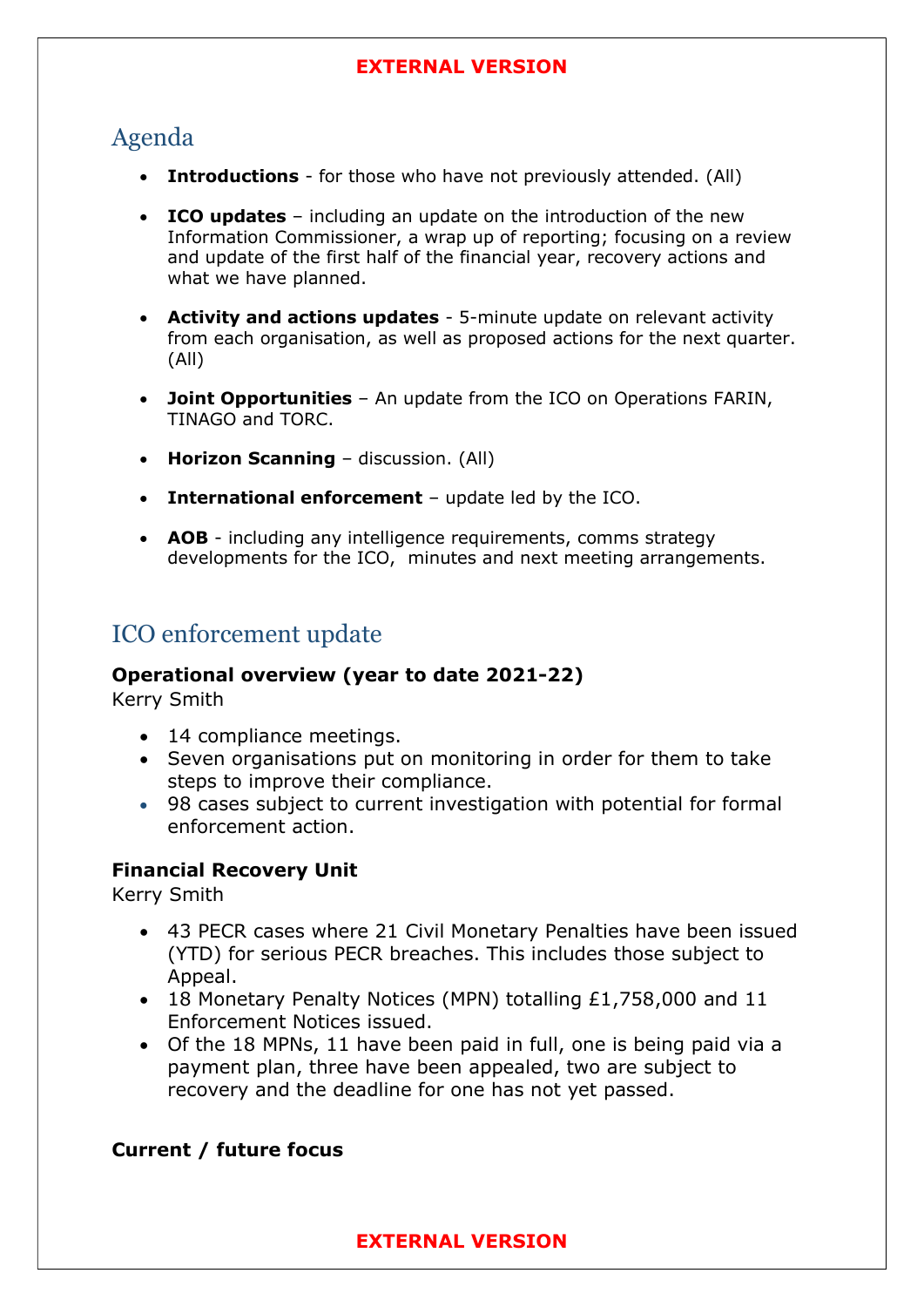## Agenda

- **Introductions** - for those who have not previously attended. (All)
- **ICO updates** – including an update on the introduction of the new Information Commissioner, a wrap up of reporting; focusing on a review and update of the first half of the financial year, recovery actions and what we have planned.
- **Activity and actions updates** - 5-minute update on relevant activity from each organisation, as well as proposed actions for the next quarter. (All)
- **Joint Opportunities** – An update from the ICO on Operations FARIN, TINAGO and TORC.
- **Horizon Scanning** – discussion. (All)
- **International enforcement** – update led by the ICO.
- **AOB** - including any intelligence requirements, comms strategy developments for the ICO, minutes and next meeting arrangements.

## ICO enforcement update

**Operational overview (year to date 2021-22)**
Kerry Smith

- 14 compliance meetings.
- Seven organisations put on monitoring in order for them to take steps to improve their compliance.
- 98 cases subject to current investigation with potential for formal enforcement action.

**Financial Recovery Unit**
Kerry Smith

- 43 PECR cases where 21 Civil Monetary Penalties have been issued (YTD) for serious PECR breaches. This includes those subject to Appeal.
- 18 Monetary Penalty Notices (MPN) totalling £1,758,000 and 11 Enforcement Notices issued.
- Of the 18 MPNs, 11 have been paid in full, one is being paid via a payment plan, three have been appealed, two are subject to recovery and the deadline for one has not yet passed.

**Current / future focus**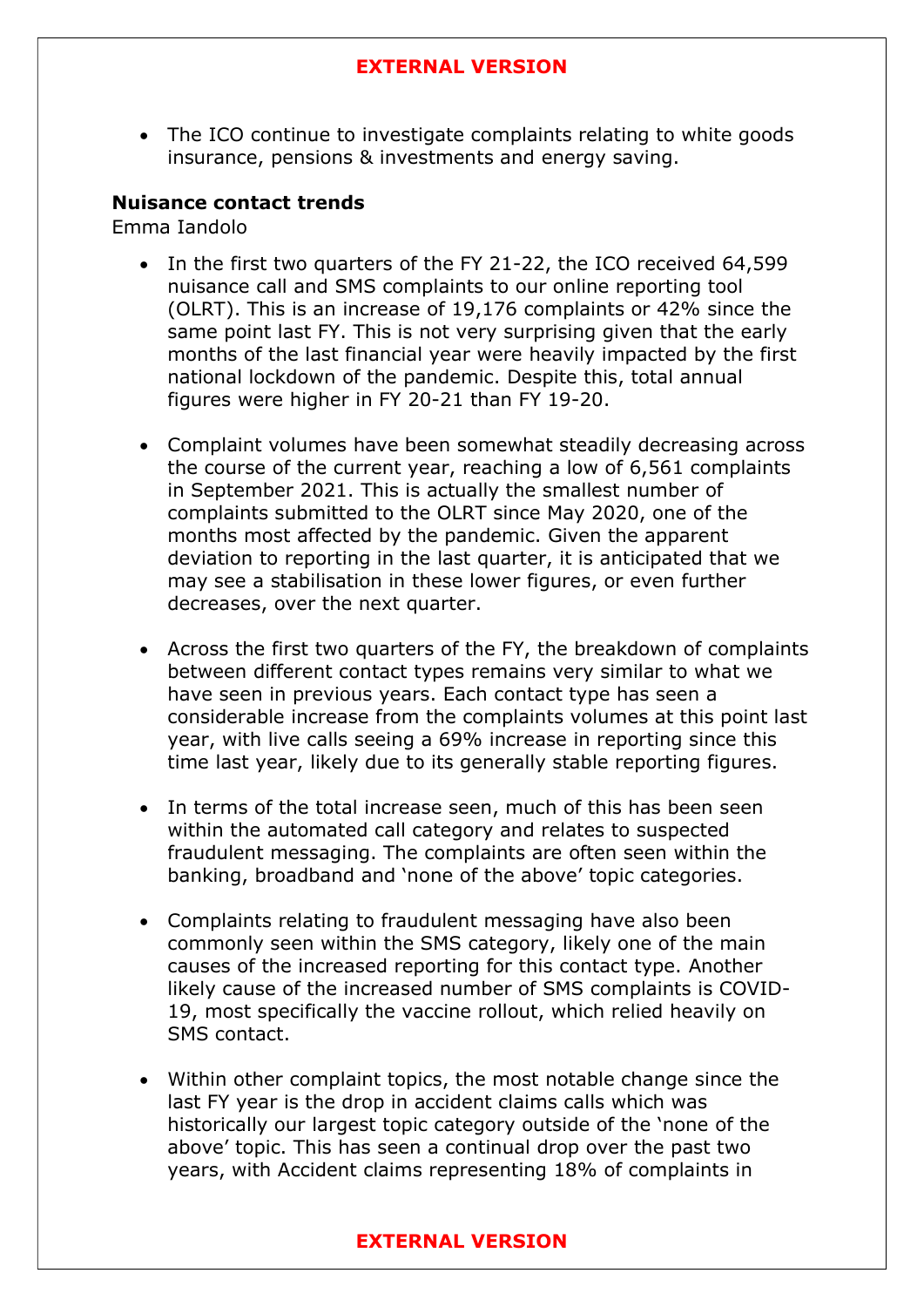- The ICO continue to investigate complaints relating to white goods insurance, pensions & investments and energy saving.

**Nuisance contact trends**

Emma Iandolo

- In the first two quarters of the FY 21-22, the ICO received 64,599 nuisance call and SMS complaints to our online reporting tool (OLRT). This is an increase of 19,176 complaints or 42% since the same point last FY. This is not very surprising given that the early months of the last financial year were heavily impacted by the first national lockdown of the pandemic. Despite this, total annual figures were higher in FY 20-21 than FY 19-20.

- Complaint volumes have been somewhat steadily decreasing across the course of the current year, reaching a low of 6,561 complaints in September 2021. This is actually the smallest number of complaints submitted to the OLRT since May 2020, one of the months most affected by the pandemic. Given the apparent deviation to reporting in the last quarter, it is anticipated that we may see a stabilisation in these lower figures, or even further decreases, over the next quarter.

- Across the first two quarters of the FY, the breakdown of complaints between different contact types remains very similar to what we have seen in previous years. Each contact type has seen a considerable increase from the complaints volumes at this point last year, with live calls seeing a 69% increase in reporting since this time last year, likely due to its generally stable reporting figures.

- In terms of the total increase seen, much of this has been seen within the automated call category and relates to suspected fraudulent messaging. The complaints are often seen within the banking, broadband and 'none of the above' topic categories.

- Complaints relating to fraudulent messaging have also been commonly seen within the SMS category, likely one of the main causes of the increased reporting for this contact type. Another likely cause of the increased number of SMS complaints is COVID-19, most specifically the vaccine rollout, which relied heavily on SMS contact.

- Within other complaint topics, the most notable change since the last FY year is the drop in accident claims calls which was historically our largest topic category outside of the 'none of the above' topic. This has seen a continual drop over the past two years, with Accident claims representing 18% of complaints in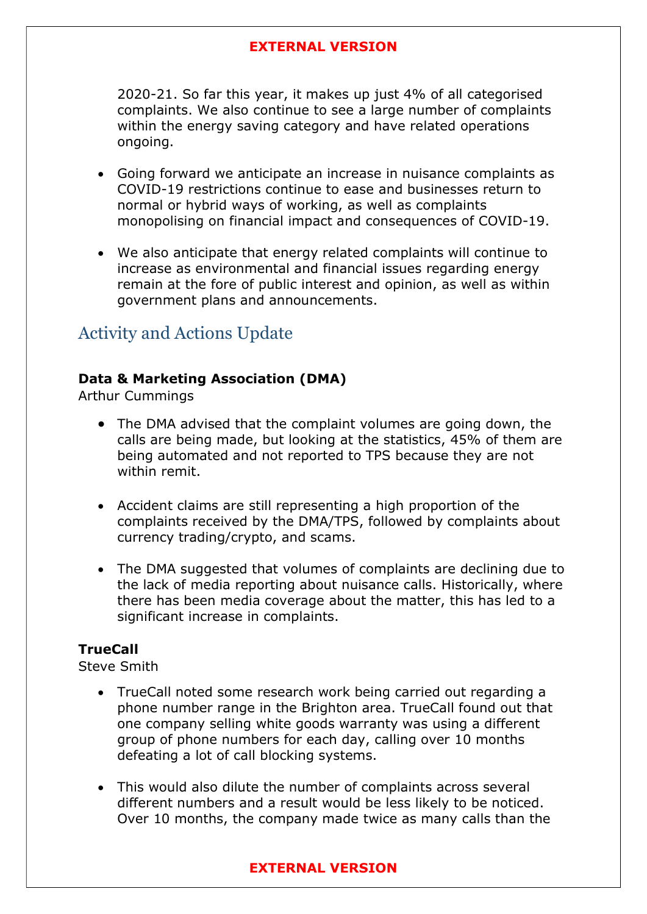2020-21. So far this year, it makes up just 4% of all categorised complaints. We also continue to see a large number of complaints within the energy saving category and have related operations ongoing.

- Going forward we anticipate an increase in nuisance complaints as COVID-19 restrictions continue to ease and businesses return to normal or hybrid ways of working, as well as complaints monopolising on financial impact and consequences of COVID-19.

- We also anticipate that energy related complaints will continue to increase as environmental and financial issues regarding energy remain at the fore of public interest and opinion, as well as within government plans and announcements.

## Activity and Actions Update

**Data & Marketing Association (DMA)**
Arthur Cummings

- The DMA advised that the complaint volumes are going down, the calls are being made, but looking at the statistics, 45% of them are being automated and not reported to TPS because they are not within remit.

- Accident claims are still representing a high proportion of the complaints received by the DMA/TPS, followed by complaints about currency trading/crypto, and scams.

- The DMA suggested that volumes of complaints are declining due to the lack of media reporting about nuisance calls. Historically, where there has been media coverage about the matter, this has led to a significant increase in complaints.

**TrueCall**
Steve Smith

- TrueCall noted some research work being carried out regarding a phone number range in the Brighton area. TrueCall found out that one company selling white goods warranty was using a different group of phone numbers for each day, calling over 10 months defeating a lot of call blocking systems.

- This would also dilute the number of complaints across several different numbers and a result would be less likely to be noticed. Over 10 months, the company made twice as many calls than the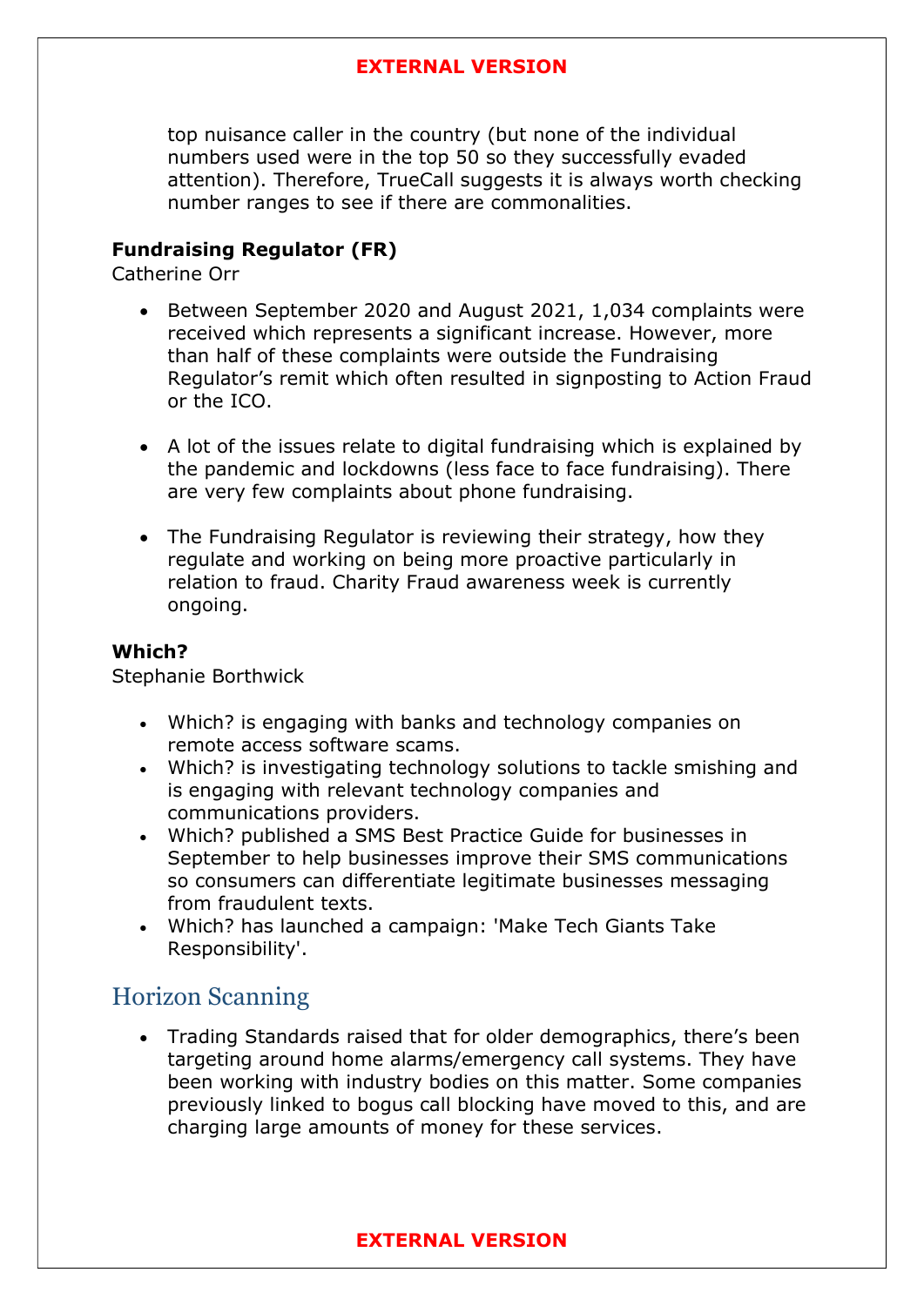top nuisance caller in the country (but none of the individual numbers used were in the top 50 so they successfully evaded attention). Therefore, TrueCall suggests it is always worth checking number ranges to see if there are commonalities.

**Fundraising Regulator (FR)**
Catherine Orr

- Between September 2020 and August 2021, 1,034 complaints were received which represents a significant increase. However, more than half of these complaints were outside the Fundraising Regulator's remit which often resulted in signposting to Action Fraud or the ICO.

- A lot of the issues relate to digital fundraising which is explained by the pandemic and lockdowns (less face to face fundraising). There are very few complaints about phone fundraising.

- The Fundraising Regulator is reviewing their strategy, how they regulate and working on being more proactive particularly in relation to fraud. Charity Fraud awareness week is currently ongoing.

**Which?**
Stephanie Borthwick

- Which? is engaging with banks and technology companies on remote access software scams.
- Which? is investigating technology solutions to tackle smishing and is engaging with relevant technology companies and communications providers.
- Which? published a SMS Best Practice Guide for businesses in September to help businesses improve their SMS communications so consumers can differentiate legitimate businesses messaging from fraudulent texts.
- Which? has launched a campaign: 'Make Tech Giants Take Responsibility'.

## Horizon Scanning

- Trading Standards raised that for older demographics, there's been targeting around home alarms/emergency call systems. They have been working with industry bodies on this matter. Some companies previously linked to bogus call blocking have moved to this, and are charging large amounts of money for these services.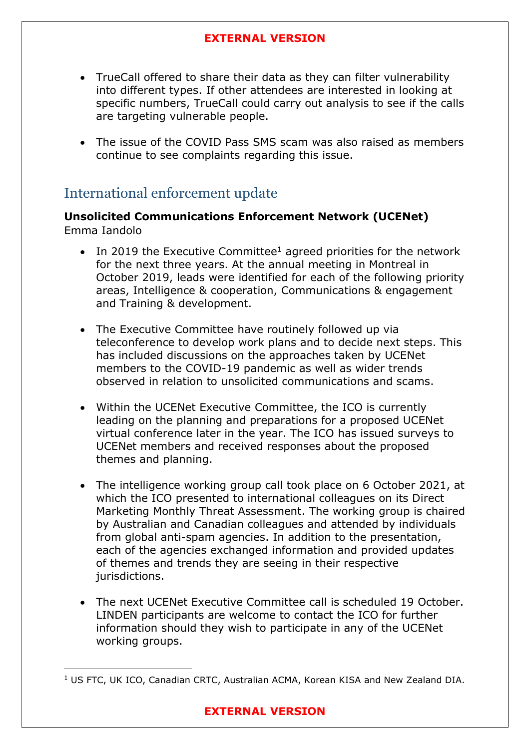- TrueCall offered to share their data as they can filter vulnerability into different types. If other attendees are interested in looking at specific numbers, TrueCall could carry out analysis to see if the calls are targeting vulnerable people.

- The issue of the COVID Pass SMS scam was also raised as members continue to see complaints regarding this issue.

## International enforcement update

**Unsolicited Communications Enforcement Network (UCENet)**
Emma Iandolo

- In 2019 the Executive Committee[1] agreed priorities for the network for the next three years. At the annual meeting in Montreal in October 2019, leads were identified for each of the following priority areas, Intelligence & cooperation, Communications & engagement and Training & development.

- The Executive Committee have routinely followed up via teleconference to develop work plans and to decide next steps. This has included discussions on the approaches taken by UCENet members to the COVID-19 pandemic as well as wider trends observed in relation to unsolicited communications and scams.

- Within the UCENet Executive Committee, the ICO is currently leading on the planning and preparations for a proposed UCENet virtual conference later in the year. The ICO has issued surveys to UCENet members and received responses about the proposed themes and planning.

- The intelligence working group call took place on 6 October 2021, at which the ICO presented to international colleagues on its Direct Marketing Monthly Threat Assessment. The working group is chaired by Australian and Canadian colleagues and attended by individuals from global anti-spam agencies. In addition to the presentation, each of the agencies exchanged information and provided updates of themes and trends they are seeing in their respective jurisdictions.

- The next UCENet Executive Committee call is scheduled 19 October. LINDEN participants are welcome to contact the ICO for further information should they wish to participate in any of the UCENet working groups.

[1] US FTC, UK ICO, Canadian CRTC, Australian ACMA, Korean KISA and New Zealand DIA.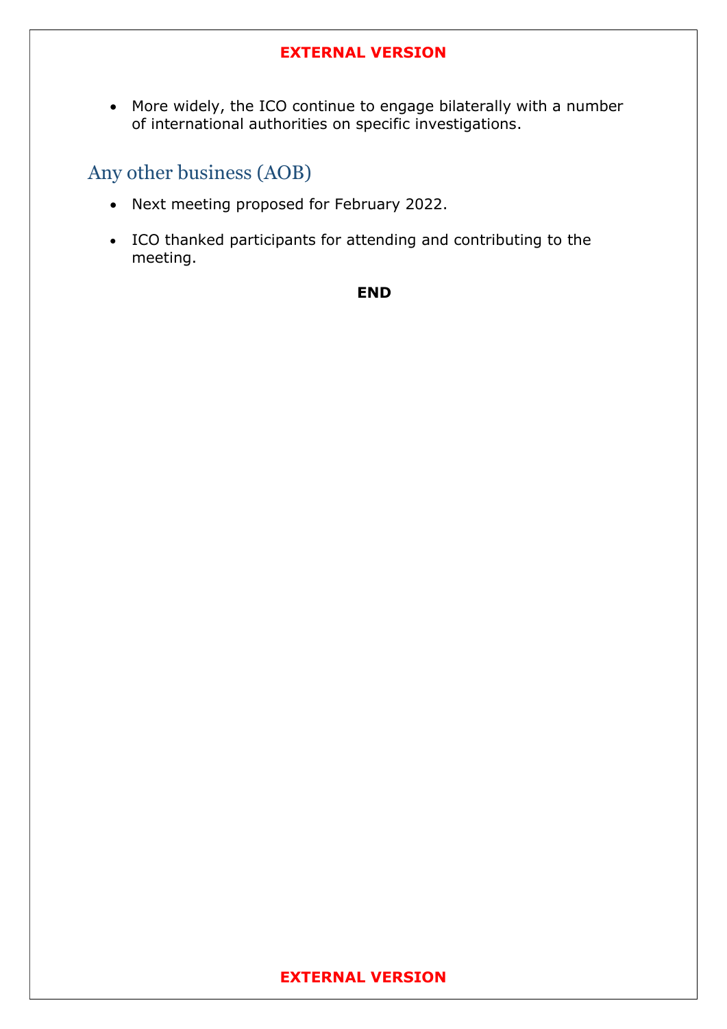- More widely, the ICO continue to engage bilaterally with a number of international authorities on specific investigations.

## Any other business (AOB)

- Next meeting proposed for February 2022.
- ICO thanked participants for attending and contributing to the meeting.

**END**